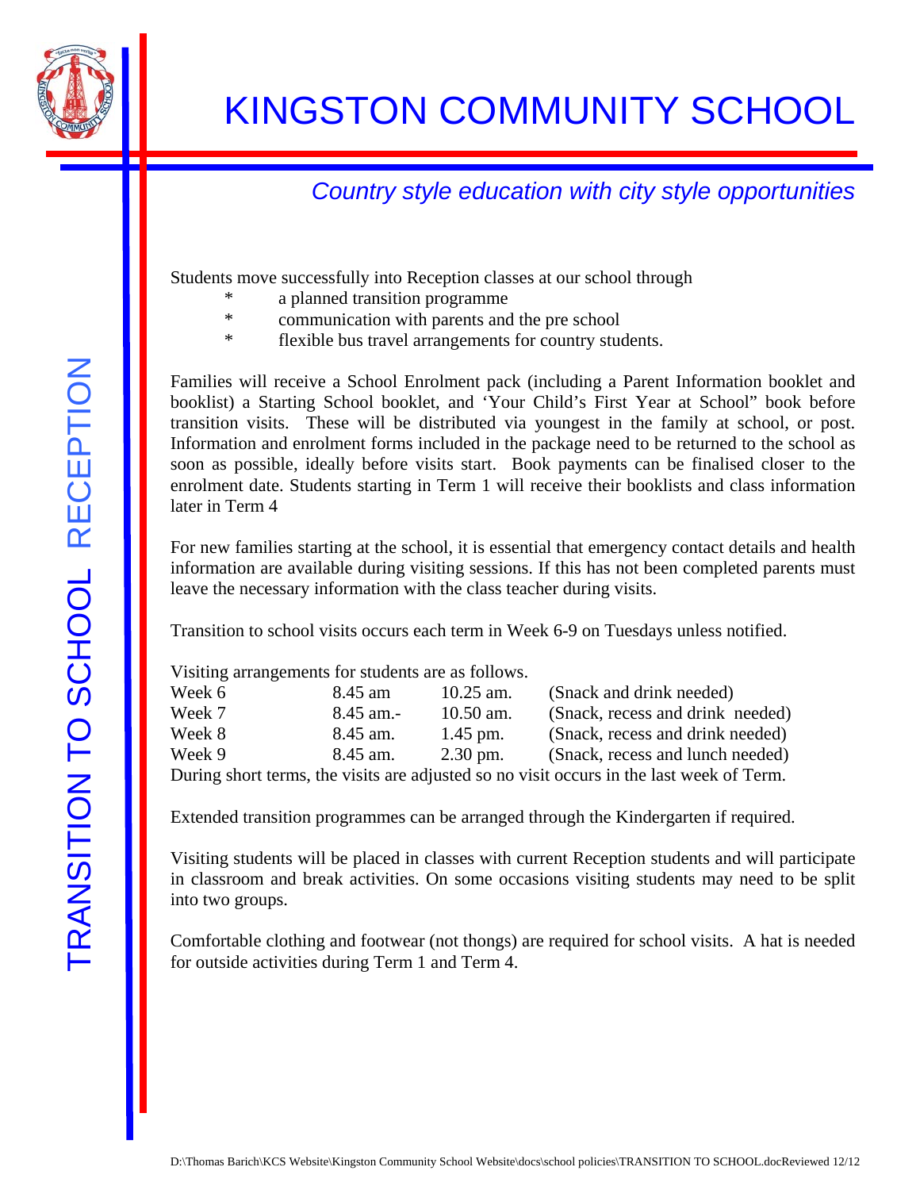# KINGSTON COMMUNITY SCHOOL

*Country style education with city style opportunities*

TRANSITION TO SCHOOL RECEPTION

Students move successfully into Reception classes at our school through

- a planned transition programme
- communication with parents and the pre school
- flexible bus travel arrangements for country students.

Families will receive a School Enrolment pack (including a Parent Information booklet and booklist) a Starting School booklet, and 'Your Child's First Year at School" book before transition visits. These will be distributed via youngest in the family at school, or post. Information and enrolment forms included in the package need to be returned to the school as soon as possible, ideally before visits start. Book payments can be finalised closer to the enrolment date. Students starting in Term 1 will receive their booklists and class information later in Term 4

For new families starting at the school, it is essential that emergency contact details and health information are available during visiting sessions. If this has not been completed parents must leave the necessary information with the class teacher during visits.

Transition to school visits occurs each term in Week 6-9 on Tuesdays unless notified.

Visiting arrangements for students are as follows.

| | | | |
|---|---|---|---|
| Week 6 | 8.45 am | 10.25 am. | (Snack and drink needed) |
| Week 7 | 8.45 am.- | 10.50 am. | (Snack, recess and drink needed) |
| Week 8 | 8.45 am. | 1.45 pm. | (Snack, recess and drink needed) |
| Week 9 | 8.45 am. | 2.30 pm. | (Snack, recess and lunch needed) |

During short terms, the visits are adjusted so no visit occurs in the last week of Term.

Extended transition programmes can be arranged through the Kindergarten if required.

Visiting students will be placed in classes with current Reception students and will participate in classroom and break activities. On some occasions visiting students may need to be split into two groups.

Comfortable clothing and footwear (not thongs) are required for school visits. A hat is needed for outside activities during Term 1 and Term 4.

D:\Thomas Barich\KCS Website\Kingston Community School Website\docs\school policies\TRANSITION TO SCHOOL.docReviewed 12/12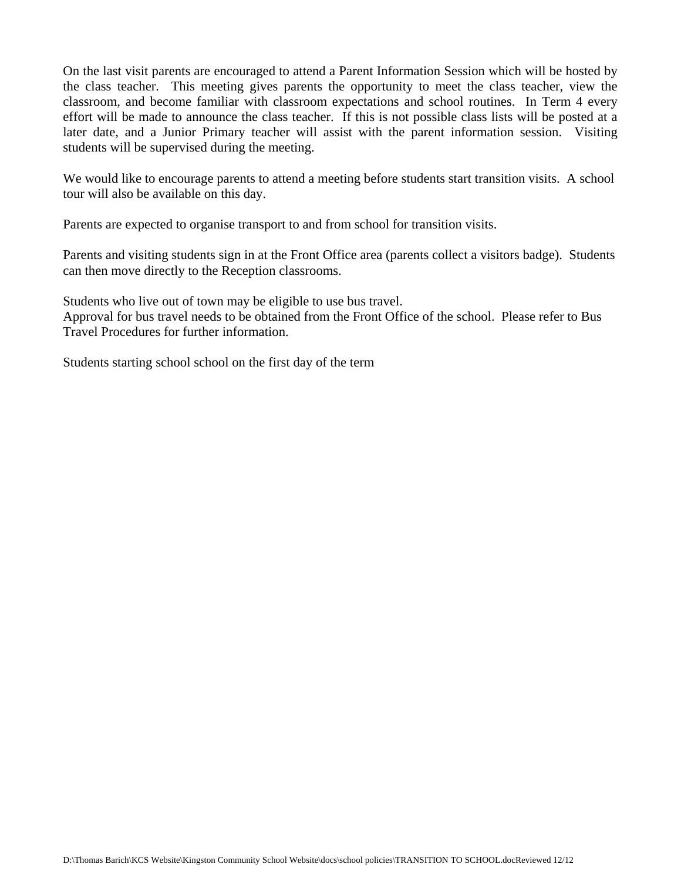On the last visit parents are encouraged to attend a Parent Information Session which will be hosted by the class teacher.  This meeting gives parents the opportunity to meet the class teacher, view the classroom, and become familiar with classroom expectations and school routines.  In Term 4 every effort will be made to announce the class teacher.  If this is not possible class lists will be posted at a later date, and a Junior Primary teacher will assist with the parent information session.  Visiting students will be supervised during the meeting.

We would like to encourage parents to attend a meeting before students start transition visits.  A school tour will also be available on this day.

Parents are expected to organise transport to and from school for transition visits.

Parents and visiting students sign in at the Front Office area (parents collect a visitors badge).  Students can then move directly to the Reception classrooms.

Students who live out of town may be eligible to use bus travel.
Approval for bus travel needs to be obtained from the Front Office of the school.  Please refer to Bus Travel Procedures for further information.

Students starting school school on the first day of the term